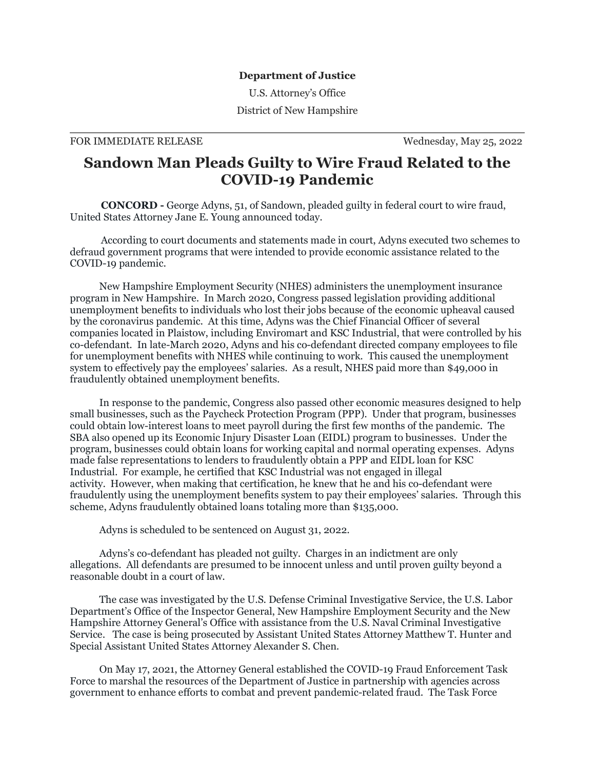**Department of Justice**

U.S. Attorney's Office

District of New Hampshire

---

FOR IMMEDIATE RELEASE Wednesday, May 25, 2022

# Sandown Man Pleads Guilty to Wire Fraud Related to the COVID-19 Pandemic

**CONCORD -** George Adyns, 51, of Sandown, pleaded guilty in federal court to wire fraud, United States Attorney Jane E. Young announced today.

According to court documents and statements made in court, Adyns executed two schemes to defraud government programs that were intended to provide economic assistance related to the COVID-19 pandemic.

New Hampshire Employment Security (NHES) administers the unemployment insurance program in New Hampshire. In March 2020, Congress passed legislation providing additional unemployment benefits to individuals who lost their jobs because of the economic upheaval caused by the coronavirus pandemic. At this time, Adyns was the Chief Financial Officer of several companies located in Plaistow, including Enviromart and KSC Industrial, that were controlled by his co-defendant. In late-March 2020, Adyns and his co-defendant directed company employees to file for unemployment benefits with NHES while continuing to work. This caused the unemployment system to effectively pay the employees' salaries. As a result, NHES paid more than $49,000 in fraudulently obtained unemployment benefits.

In response to the pandemic, Congress also passed other economic measures designed to help small businesses, such as the Paycheck Protection Program (PPP). Under that program, businesses could obtain low-interest loans to meet payroll during the first few months of the pandemic. The SBA also opened up its Economic Injury Disaster Loan (EIDL) program to businesses. Under the program, businesses could obtain loans for working capital and normal operating expenses. Adyns made false representations to lenders to fraudulently obtain a PPP and EIDL loan for KSC Industrial. For example, he certified that KSC Industrial was not engaged in illegal activity. However, when making that certification, he knew that he and his co-defendant were fraudulently using the unemployment benefits system to pay their employees' salaries. Through this scheme, Adyns fraudulently obtained loans totaling more than $135,000.

Adyns is scheduled to be sentenced on August 31, 2022.

Adyns's co-defendant has pleaded not guilty. Charges in an indictment are only allegations. All defendants are presumed to be innocent unless and until proven guilty beyond a reasonable doubt in a court of law.

The case was investigated by the U.S. Defense Criminal Investigative Service, the U.S. Labor Department's Office of the Inspector General, New Hampshire Employment Security and the New Hampshire Attorney General's Office with assistance from the U.S. Naval Criminal Investigative Service. The case is being prosecuted by Assistant United States Attorney Matthew T. Hunter and Special Assistant United States Attorney Alexander S. Chen.

On May 17, 2021, the Attorney General established the COVID-19 Fraud Enforcement Task Force to marshal the resources of the Department of Justice in partnership with agencies across government to enhance efforts to combat and prevent pandemic-related fraud. The Task Force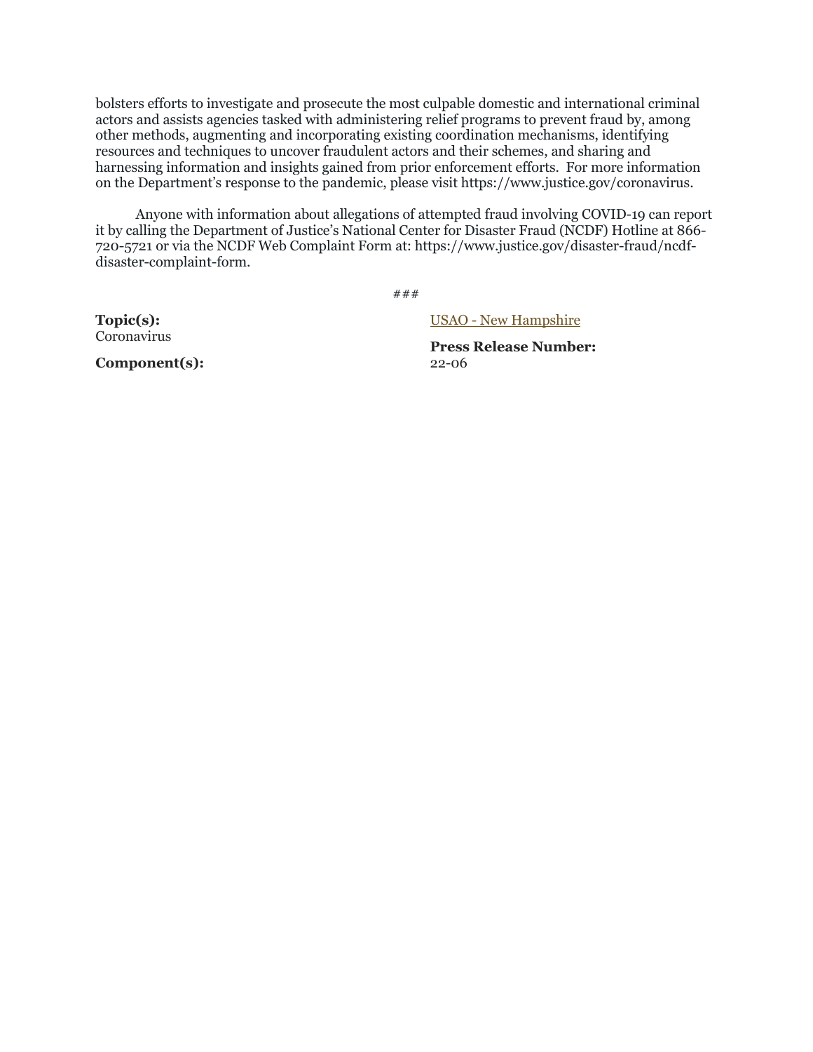bolsters efforts to investigate and prosecute the most culpable domestic and international criminal actors and assists agencies tasked with administering relief programs to prevent fraud by, among other methods, augmenting and incorporating existing coordination mechanisms, identifying resources and techniques to uncover fraudulent actors and their schemes, and sharing and harnessing information and insights gained from prior enforcement efforts. For more information on the Department's response to the pandemic, please visit https://www.justice.gov/coronavirus.

Anyone with information about allegations of attempted fraud involving COVID-19 can report it by calling the Department of Justice's National Center for Disaster Fraud (NCDF) Hotline at 866-720-5721 or via the NCDF Web Complaint Form at: https://www.justice.gov/disaster-fraud/ncdf-disaster-complaint-form.

###

**Topic(s):**
Coronavirus

**Component(s):**
USAO - New Hampshire

**Press Release Number:**
22-06